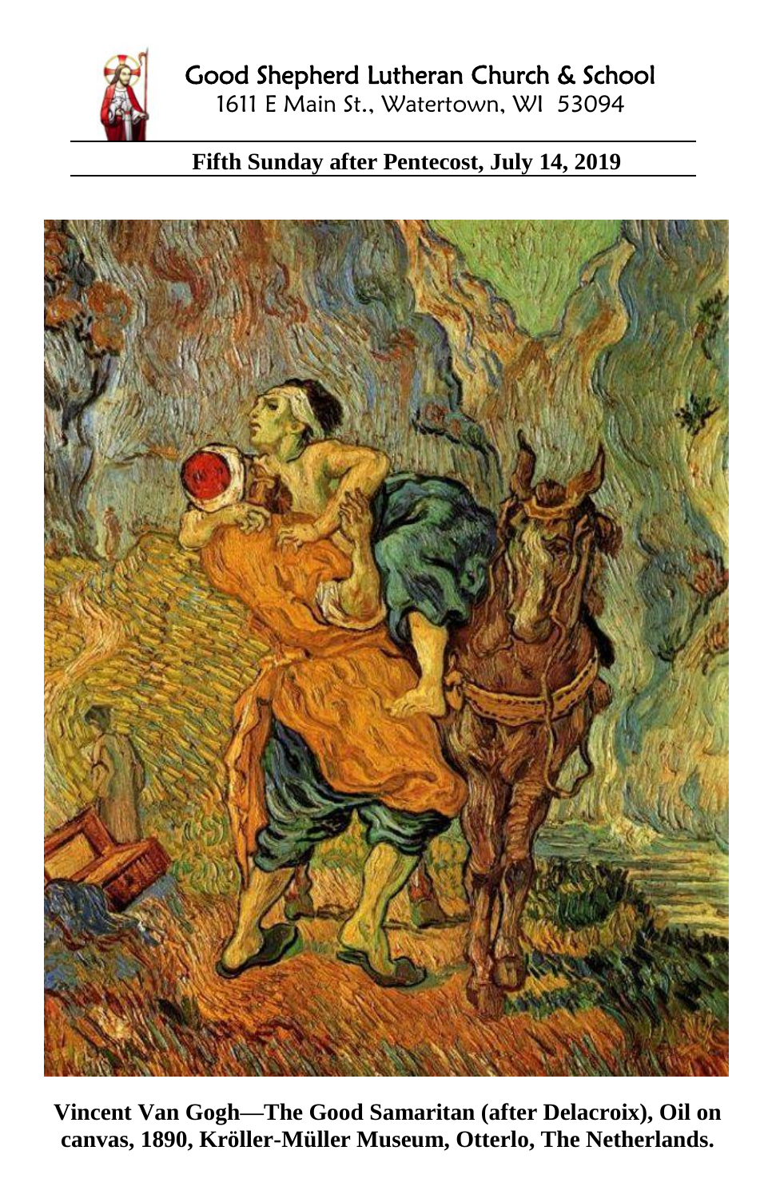# Good Shepherd Lutheran Church & School

1611 E Main St., Watertown, WI 53094

## Fifth Sunday after Pentecost, July 14, 2019

**Vincent Van Gogh—The Good Samaritan (after Delacroix), Oil on canvas, 1890, Kröller-Müller Museum, Otterlo, The Netherlands.**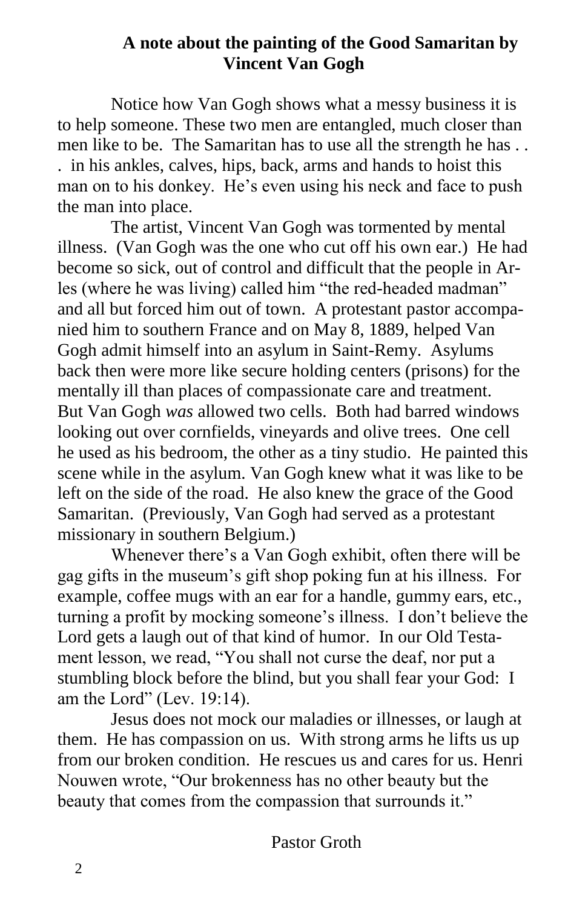## A note about the painting of the Good Samaritan by Vincent Van Gogh

Notice how Van Gogh shows what a messy business it is to help someone. These two men are entangled, much closer than men like to be. The Samaritan has to use all the strength he has . . . in his ankles, calves, hips, back, arms and hands to hoist this man on to his donkey. He's even using his neck and face to push the man into place.

The artist, Vincent Van Gogh was tormented by mental illness. (Van Gogh was the one who cut off his own ear.) He had become so sick, out of control and difficult that the people in Arles (where he was living) called him "the red-headed madman" and all but forced him out of town. A protestant pastor accompanied him to southern France and on May 8, 1889, helped Van Gogh admit himself into an asylum in Saint-Remy. Asylums back then were more like secure holding centers (prisons) for the mentally ill than places of compassionate care and treatment. But Van Gogh *was* allowed two cells. Both had barred windows looking out over cornfields, vineyards and olive trees. One cell he used as his bedroom, the other as a tiny studio. He painted this scene while in the asylum. Van Gogh knew what it was like to be left on the side of the road. He also knew the grace of the Good Samaritan. (Previously, Van Gogh had served as a protestant missionary in southern Belgium.)

Whenever there's a Van Gogh exhibit, often there will be gag gifts in the museum's gift shop poking fun at his illness. For example, coffee mugs with an ear for a handle, gummy ears, etc., turning a profit by mocking someone's illness. I don't believe the Lord gets a laugh out of that kind of humor. In our Old Testament lesson, we read, "You shall not curse the deaf, nor put a stumbling block before the blind, but you shall fear your God: I am the Lord" (Lev. 19:14).

Jesus does not mock our maladies or illnesses, or laugh at them. He has compassion on us. With strong arms he lifts us up from our broken condition. He rescues us and cares for us. Henri Nouwen wrote, "Our brokenness has no other beauty but the beauty that comes from the compassion that surrounds it."

Pastor Groth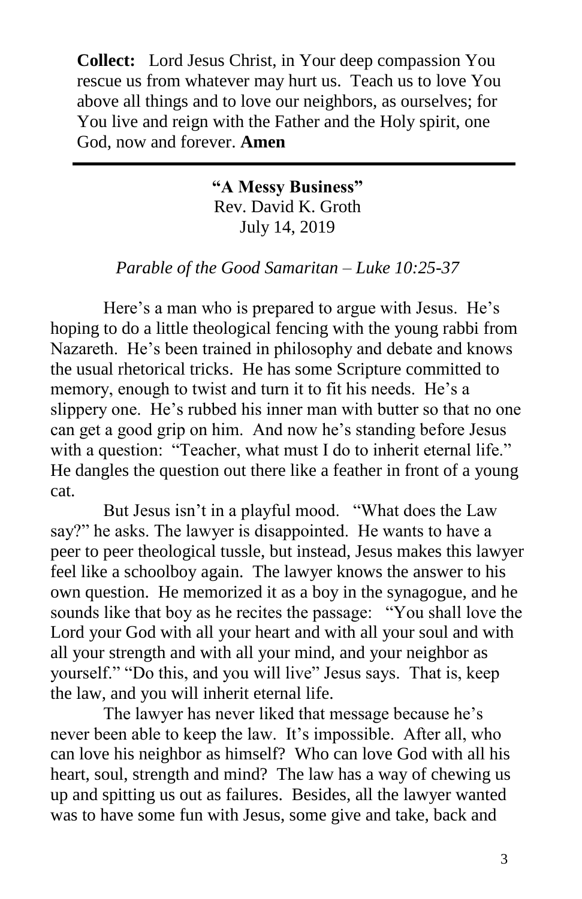**Collect:** Lord Jesus Christ, in Your deep compassion You rescue us from whatever may hurt us. Teach us to love You above all things and to love our neighbors, as ourselves; for You live and reign with the Father and the Holy spirit, one God, now and forever. **Amen**

---

**"A Messy Business"**
Rev. David K. Groth
July 14, 2019

*Parable of the Good Samaritan – Luke 10:25-37*

Here's a man who is prepared to argue with Jesus. He's hoping to do a little theological fencing with the young rabbi from Nazareth. He's been trained in philosophy and debate and knows the usual rhetorical tricks. He has some Scripture committed to memory, enough to twist and turn it to fit his needs. He's a slippery one. He's rubbed his inner man with butter so that no one can get a good grip on him. And now he's standing before Jesus with a question: "Teacher, what must I do to inherit eternal life." He dangles the question out there like a feather in front of a young cat.

But Jesus isn't in a playful mood. "What does the Law say?" he asks. The lawyer is disappointed. He wants to have a peer to peer theological tussle, but instead, Jesus makes this lawyer feel like a schoolboy again. The lawyer knows the answer to his own question. He memorized it as a boy in the synagogue, and he sounds like that boy as he recites the passage: "You shall love the Lord your God with all your heart and with all your soul and with all your strength and with all your mind, and your neighbor as yourself." "Do this, and you will live" Jesus says. That is, keep the law, and you will inherit eternal life.

The lawyer has never liked that message because he's never been able to keep the law. It's impossible. After all, who can love his neighbor as himself? Who can love God with all his heart, soul, strength and mind? The law has a way of chewing us up and spitting us out as failures. Besides, all the lawyer wanted was to have some fun with Jesus, some give and take, back and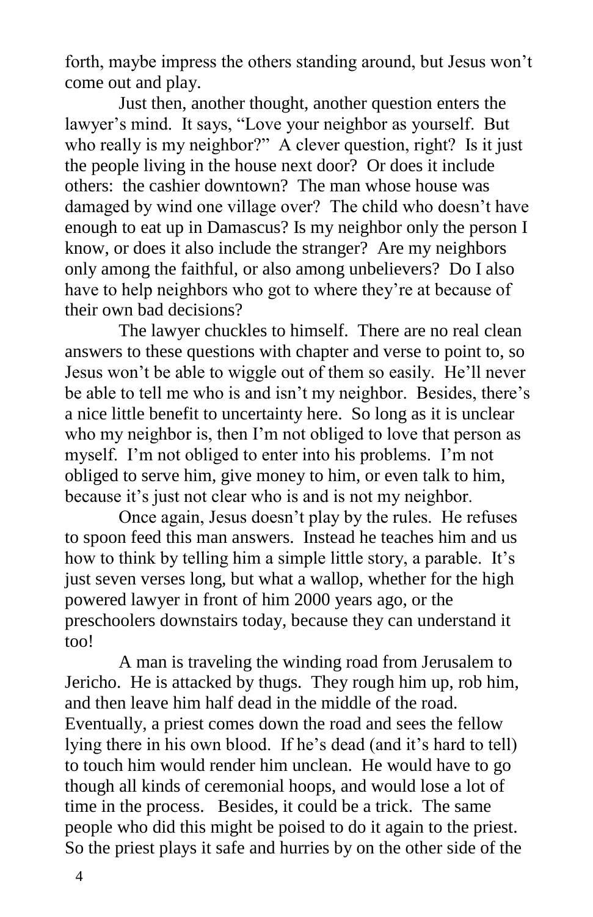forth, maybe impress the others standing around, but Jesus won't come out and play.

Just then, another thought, another question enters the lawyer's mind. It says, "Love your neighbor as yourself. But who really is my neighbor?" A clever question, right? Is it just the people living in the house next door? Or does it include others: the cashier downtown? The man whose house was damaged by wind one village over? The child who doesn't have enough to eat up in Damascus? Is my neighbor only the person I know, or does it also include the stranger? Are my neighbors only among the faithful, or also among unbelievers? Do I also have to help neighbors who got to where they're at because of their own bad decisions?

The lawyer chuckles to himself. There are no real clean answers to these questions with chapter and verse to point to, so Jesus won't be able to wiggle out of them so easily. He'll never be able to tell me who is and isn't my neighbor. Besides, there's a nice little benefit to uncertainty here. So long as it is unclear who my neighbor is, then I'm not obliged to love that person as myself. I'm not obliged to enter into his problems. I'm not obliged to serve him, give money to him, or even talk to him, because it's just not clear who is and is not my neighbor.

Once again, Jesus doesn't play by the rules. He refuses to spoon feed this man answers. Instead he teaches him and us how to think by telling him a simple little story, a parable. It's just seven verses long, but what a wallop, whether for the high powered lawyer in front of him 2000 years ago, or the preschoolers downstairs today, because they can understand it too!

A man is traveling the winding road from Jerusalem to Jericho. He is attacked by thugs. They rough him up, rob him, and then leave him half dead in the middle of the road. Eventually, a priest comes down the road and sees the fellow lying there in his own blood. If he's dead (and it's hard to tell) to touch him would render him unclean. He would have to go though all kinds of ceremonial hoops, and would lose a lot of time in the process. Besides, it could be a trick. The same people who did this might be poised to do it again to the priest. So the priest plays it safe and hurries by on the other side of the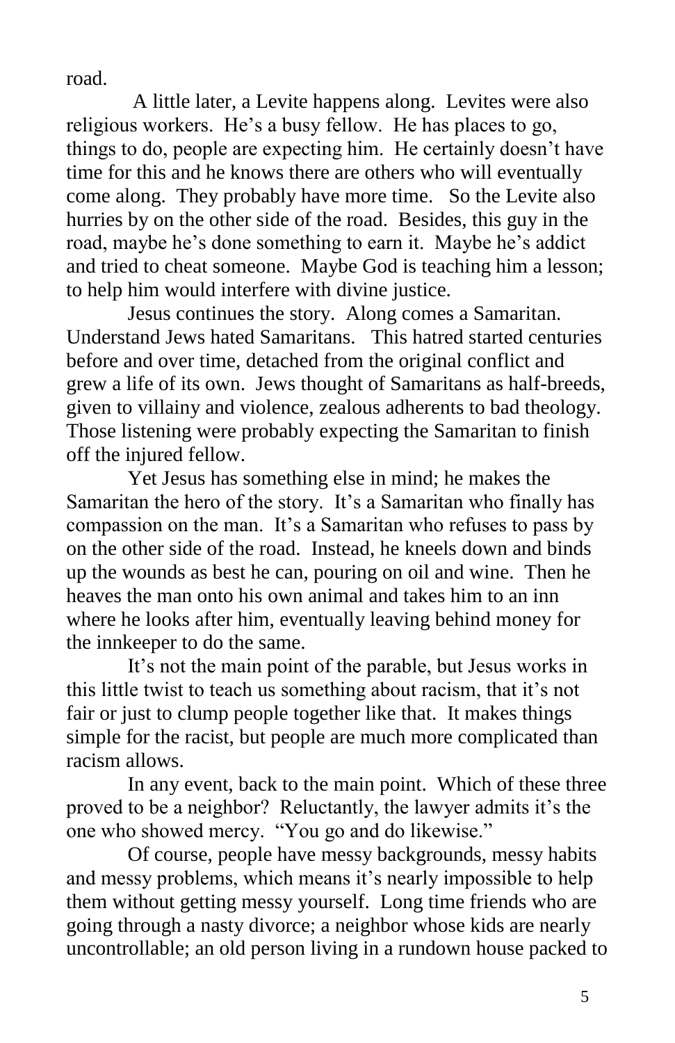road.

A little later, a Levite happens along. Levites were also religious workers. He's a busy fellow. He has places to go, things to do, people are expecting him. He certainly doesn't have time for this and he knows there are others who will eventually come along. They probably have more time. So the Levite also hurries by on the other side of the road. Besides, this guy in the road, maybe he's done something to earn it. Maybe he's addict and tried to cheat someone. Maybe God is teaching him a lesson; to help him would interfere with divine justice.

Jesus continues the story. Along comes a Samaritan. Understand Jews hated Samaritans. This hatred started centuries before and over time, detached from the original conflict and grew a life of its own. Jews thought of Samaritans as half-breeds, given to villainy and violence, zealous adherents to bad theology. Those listening were probably expecting the Samaritan to finish off the injured fellow.

Yet Jesus has something else in mind; he makes the Samaritan the hero of the story. It's a Samaritan who finally has compassion on the man. It's a Samaritan who refuses to pass by on the other side of the road. Instead, he kneels down and binds up the wounds as best he can, pouring on oil and wine. Then he heaves the man onto his own animal and takes him to an inn where he looks after him, eventually leaving behind money for the innkeeper to do the same.

It's not the main point of the parable, but Jesus works in this little twist to teach us something about racism, that it's not fair or just to clump people together like that. It makes things simple for the racist, but people are much more complicated than racism allows.

In any event, back to the main point. Which of these three proved to be a neighbor? Reluctantly, the lawyer admits it's the one who showed mercy. "You go and do likewise."

Of course, people have messy backgrounds, messy habits and messy problems, which means it's nearly impossible to help them without getting messy yourself. Long time friends who are going through a nasty divorce; a neighbor whose kids are nearly uncontrollable; an old person living in a rundown house packed to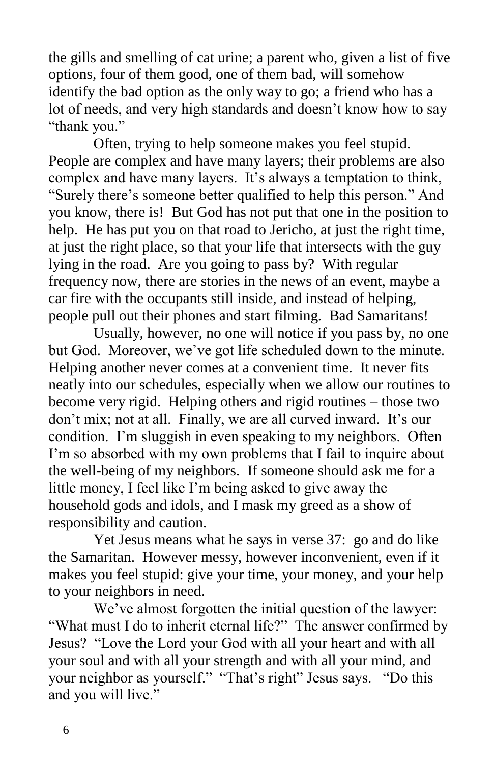the gills and smelling of cat urine; a parent who, given a list of five options, four of them good, one of them bad, will somehow identify the bad option as the only way to go; a friend who has a lot of needs, and very high standards and doesn't know how to say "thank you."

Often, trying to help someone makes you feel stupid. People are complex and have many layers; their problems are also complex and have many layers. It's always a temptation to think, "Surely there's someone better qualified to help this person." And you know, there is! But God has not put that one in the position to help. He has put you on that road to Jericho, at just the right time, at just the right place, so that your life that intersects with the guy lying in the road. Are you going to pass by? With regular frequency now, there are stories in the news of an event, maybe a car fire with the occupants still inside, and instead of helping, people pull out their phones and start filming. Bad Samaritans!

Usually, however, no one will notice if you pass by, no one but God. Moreover, we've got life scheduled down to the minute. Helping another never comes at a convenient time. It never fits neatly into our schedules, especially when we allow our routines to become very rigid. Helping others and rigid routines – those two don't mix; not at all. Finally, we are all curved inward. It's our condition. I'm sluggish in even speaking to my neighbors. Often I'm so absorbed with my own problems that I fail to inquire about the well-being of my neighbors. If someone should ask me for a little money, I feel like I'm being asked to give away the household gods and idols, and I mask my greed as a show of responsibility and caution.

Yet Jesus means what he says in verse 37: go and do like the Samaritan. However messy, however inconvenient, even if it makes you feel stupid: give your time, your money, and your help to your neighbors in need.

We've almost forgotten the initial question of the lawyer: "What must I do to inherit eternal life?" The answer confirmed by Jesus? "Love the Lord your God with all your heart and with all your soul and with all your strength and with all your mind, and your neighbor as yourself." "That's right" Jesus says. "Do this and you will live."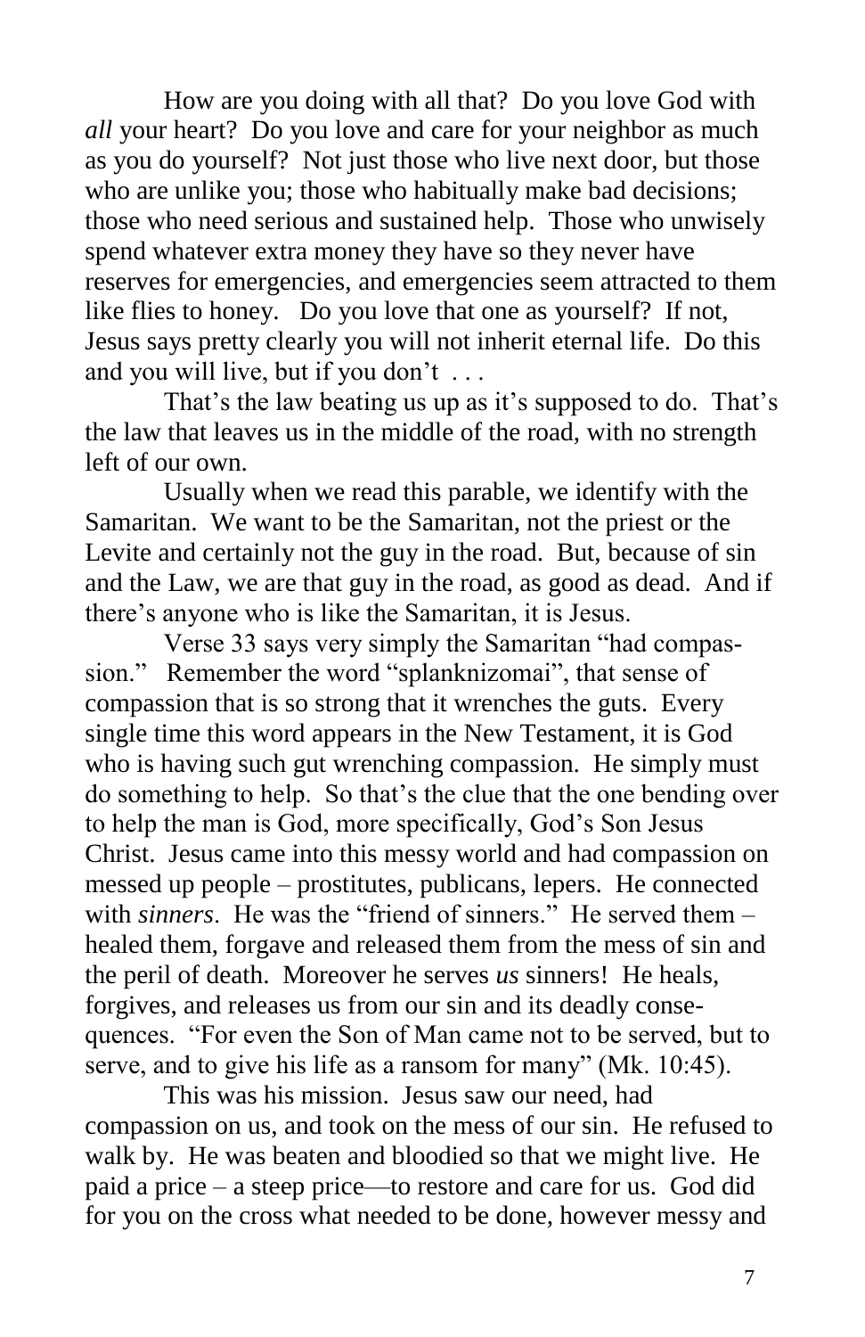How are you doing with all that? Do you love God with *all* your heart? Do you love and care for your neighbor as much as you do yourself? Not just those who live next door, but those who are unlike you; those who habitually make bad decisions; those who need serious and sustained help. Those who unwisely spend whatever extra money they have so they never have reserves for emergencies, and emergencies seem attracted to them like flies to honey. Do you love that one as yourself? If not, Jesus says pretty clearly you will not inherit eternal life. Do this and you will live, but if you don't . . .

That's the law beating us up as it's supposed to do. That's the law that leaves us in the middle of the road, with no strength left of our own.

Usually when we read this parable, we identify with the Samaritan. We want to be the Samaritan, not the priest or the Levite and certainly not the guy in the road. But, because of sin and the Law, we are that guy in the road, as good as dead. And if there's anyone who is like the Samaritan, it is Jesus.

Verse 33 says very simply the Samaritan "had compassion." Remember the word "splanknizomai", that sense of compassion that is so strong that it wrenches the guts. Every single time this word appears in the New Testament, it is God who is having such gut wrenching compassion. He simply must do something to help. So that's the clue that the one bending over to help the man is God, more specifically, God's Son Jesus Christ. Jesus came into this messy world and had compassion on messed up people – prostitutes, publicans, lepers. He connected with *sinners*. He was the "friend of sinners." He served them – healed them, forgave and released them from the mess of sin and the peril of death. Moreover he serves *us* sinners! He heals, forgives, and releases us from our sin and its deadly consequences. "For even the Son of Man came not to be served, but to serve, and to give his life as a ransom for many" (Mk. 10:45).

This was his mission. Jesus saw our need, had compassion on us, and took on the mess of our sin. He refused to walk by. He was beaten and bloodied so that we might live. He paid a price – a steep price—to restore and care for us. God did for you on the cross what needed to be done, however messy and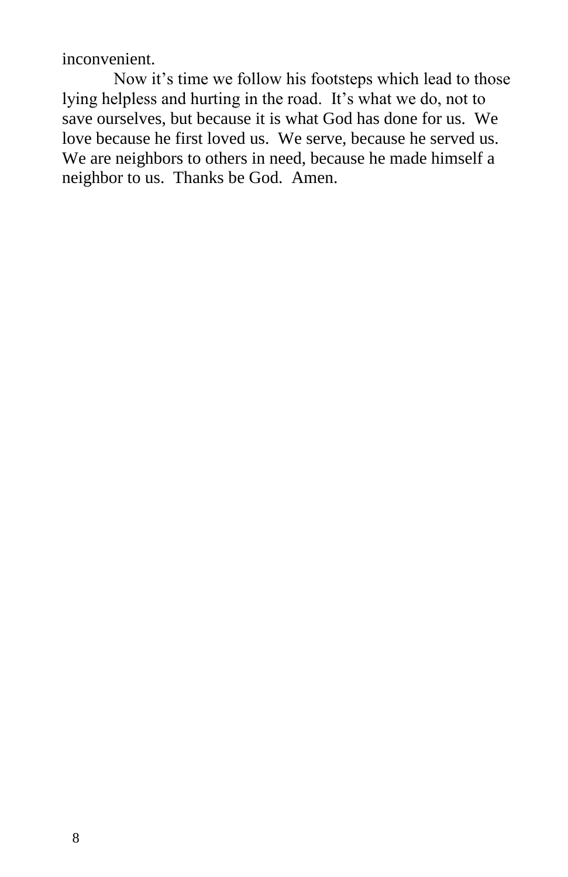inconvenient.

Now it's time we follow his footsteps which lead to those lying helpless and hurting in the road. It's what we do, not to save ourselves, but because it is what God has done for us. We love because he first loved us. We serve, because he served us. We are neighbors to others in need, because he made himself a neighbor to us. Thanks be God. Amen.